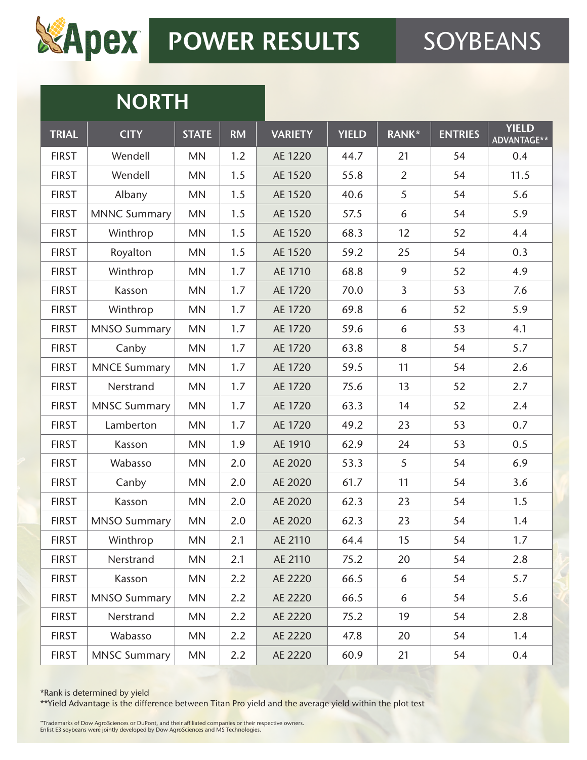# Apex POWER RESULTS SOYBEANS

## NORTH

| TRIAL | CITY | STATE | RM | VARIETY | YIELD | RANK* | ENTRIES | YIELD ADVANTAGE** |
|---|---|---|---|---|---|---|---|---|
| FIRST | Wendell | MN | 1.2 | AE 1220 | 44.7 | 21 | 54 | 0.4 |
| FIRST | Wendell | MN | 1.5 | AE 1520 | 55.8 | 2 | 54 | 11.5 |
| FIRST | Albany | MN | 1.5 | AE 1520 | 40.6 | 5 | 54 | 5.6 |
| FIRST | MNNC Summary | MN | 1.5 | AE 1520 | 57.5 | 6 | 54 | 5.9 |
| FIRST | Winthrop | MN | 1.5 | AE 1520 | 68.3 | 12 | 52 | 4.4 |
| FIRST | Royalton | MN | 1.5 | AE 1520 | 59.2 | 25 | 54 | 0.3 |
| FIRST | Winthrop | MN | 1.7 | AE 1710 | 68.8 | 9 | 52 | 4.9 |
| FIRST | Kasson | MN | 1.7 | AE 1720 | 70.0 | 3 | 53 | 7.6 |
| FIRST | Winthrop | MN | 1.7 | AE 1720 | 69.8 | 6 | 52 | 5.9 |
| FIRST | MNSO Summary | MN | 1.7 | AE 1720 | 59.6 | 6 | 53 | 4.1 |
| FIRST | Canby | MN | 1.7 | AE 1720 | 63.8 | 8 | 54 | 5.7 |
| FIRST | MNCE Summary | MN | 1.7 | AE 1720 | 59.5 | 11 | 54 | 2.6 |
| FIRST | Nerstrand | MN | 1.7 | AE 1720 | 75.6 | 13 | 52 | 2.7 |
| FIRST | MNSC Summary | MN | 1.7 | AE 1720 | 63.3 | 14 | 52 | 2.4 |
| FIRST | Lamberton | MN | 1.7 | AE 1720 | 49.2 | 23 | 53 | 0.7 |
| FIRST | Kasson | MN | 1.9 | AE 1910 | 62.9 | 24 | 53 | 0.5 |
| FIRST | Wabasso | MN | 2.0 | AE 2020 | 53.3 | 5 | 54 | 6.9 |
| FIRST | Canby | MN | 2.0 | AE 2020 | 61.7 | 11 | 54 | 3.6 |
| FIRST | Kasson | MN | 2.0 | AE 2020 | 62.3 | 23 | 54 | 1.5 |
| FIRST | MNSO Summary | MN | 2.0 | AE 2020 | 62.3 | 23 | 54 | 1.4 |
| FIRST | Winthrop | MN | 2.1 | AE 2110 | 64.4 | 15 | 54 | 1.7 |
| FIRST | Nerstrand | MN | 2.1 | AE 2110 | 75.2 | 20 | 54 | 2.8 |
| FIRST | Kasson | MN | 2.2 | AE 2220 | 66.5 | 6 | 54 | 5.7 |
| FIRST | MNSO Summary | MN | 2.2 | AE 2220 | 66.5 | 6 | 54 | 5.6 |
| FIRST | Nerstrand | MN | 2.2 | AE 2220 | 75.2 | 19 | 54 | 2.8 |
| FIRST | Wabasso | MN | 2.2 | AE 2220 | 47.8 | 20 | 54 | 1.4 |
| FIRST | MNSC Summary | MN | 2.2 | AE 2220 | 60.9 | 21 | 54 | 0.4 |

*Rank is determined by yield
**Yield Advantage is the difference between Titan Pro yield and the average yield within the plot test

™Trademarks of Dow AgroSciences or DuPont, and their affiliated companies or their respective owners.
Enlist E3 soybeans were jointly developed by Dow AgroSciences and MS Technologies.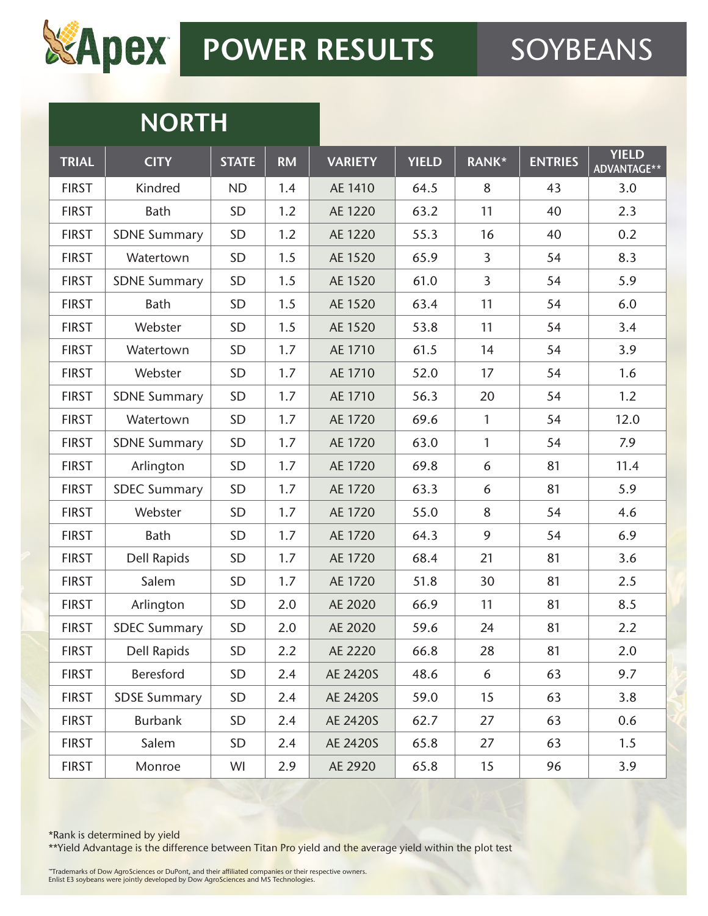# Apex POWER RESULTS SOYBEANS

## NORTH

| TRIAL | CITY | STATE | RM | VARIETY | YIELD | RANK* | ENTRIES | YIELD ADVANTAGE** |
|---|---|---|---|---|---|---|---|---|
| FIRST | Kindred | ND | 1.4 | AE 1410 | 64.5 | 8 | 43 | 3.0 |
| FIRST | Bath | SD | 1.2 | AE 1220 | 63.2 | 11 | 40 | 2.3 |
| FIRST | SDNE Summary | SD | 1.2 | AE 1220 | 55.3 | 16 | 40 | 0.2 |
| FIRST | Watertown | SD | 1.5 | AE 1520 | 65.9 | 3 | 54 | 8.3 |
| FIRST | SDNE Summary | SD | 1.5 | AE 1520 | 61.0 | 3 | 54 | 5.9 |
| FIRST | Bath | SD | 1.5 | AE 1520 | 63.4 | 11 | 54 | 6.0 |
| FIRST | Webster | SD | 1.5 | AE 1520 | 53.8 | 11 | 54 | 3.4 |
| FIRST | Watertown | SD | 1.7 | AE 1710 | 61.5 | 14 | 54 | 3.9 |
| FIRST | Webster | SD | 1.7 | AE 1710 | 52.0 | 17 | 54 | 1.6 |
| FIRST | SDNE Summary | SD | 1.7 | AE 1710 | 56.3 | 20 | 54 | 1.2 |
| FIRST | Watertown | SD | 1.7 | AE 1720 | 69.6 | 1 | 54 | 12.0 |
| FIRST | SDNE Summary | SD | 1.7 | AE 1720 | 63.0 | 1 | 54 | 7.9 |
| FIRST | Arlington | SD | 1.7 | AE 1720 | 69.8 | 6 | 81 | 11.4 |
| FIRST | SDEC Summary | SD | 1.7 | AE 1720 | 63.3 | 6 | 81 | 5.9 |
| FIRST | Webster | SD | 1.7 | AE 1720 | 55.0 | 8 | 54 | 4.6 |
| FIRST | Bath | SD | 1.7 | AE 1720 | 64.3 | 9 | 54 | 6.9 |
| FIRST | Dell Rapids | SD | 1.7 | AE 1720 | 68.4 | 21 | 81 | 3.6 |
| FIRST | Salem | SD | 1.7 | AE 1720 | 51.8 | 30 | 81 | 2.5 |
| FIRST | Arlington | SD | 2.0 | AE 2020 | 66.9 | 11 | 81 | 8.5 |
| FIRST | SDEC Summary | SD | 2.0 | AE 2020 | 59.6 | 24 | 81 | 2.2 |
| FIRST | Dell Rapids | SD | 2.2 | AE 2220 | 66.8 | 28 | 81 | 2.0 |
| FIRST | Beresford | SD | 2.4 | AE 2420S | 48.6 | 6 | 63 | 9.7 |
| FIRST | SDSE Summary | SD | 2.4 | AE 2420S | 59.0 | 15 | 63 | 3.8 |
| FIRST | Burbank | SD | 2.4 | AE 2420S | 62.7 | 27 | 63 | 0.6 |
| FIRST | Salem | SD | 2.4 | AE 2420S | 65.8 | 27 | 63 | 1.5 |
| FIRST | Monroe | WI | 2.9 | AE 2920 | 65.8 | 15 | 96 | 3.9 |

*Rank is determined by yield

**Yield Advantage is the difference between Titan Pro yield and the average yield within the plot test

™Trademarks of Dow AgroSciences or DuPont, and their affiliated companies or their respective owners.
Enlist E3 soybeans were jointly developed by Dow AgroSciences and MS Technologies.